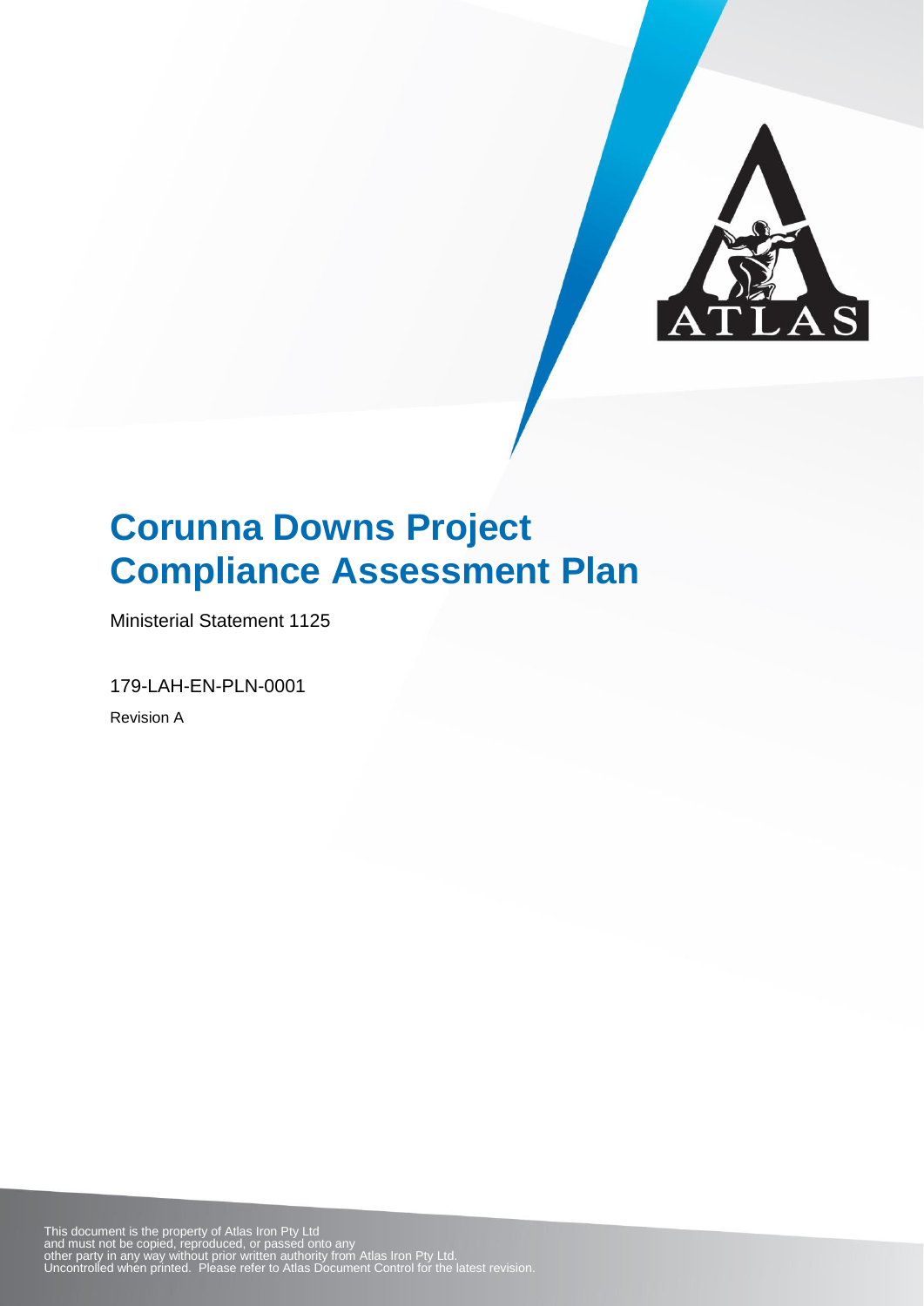# Corunna Downs Project Compliance Assessment Plan

Ministerial Statement 1125

179-LAH-EN-PLN-0001

Revision A

This document is the property of Atlas Iron Pty Ltd
and must not be copied, reproduced, or passed onto any
other party in any way without prior written authority from Atlas Iron Pty Ltd.
Uncontrolled when printed. Please refer to Atlas Document Control for the latest revision.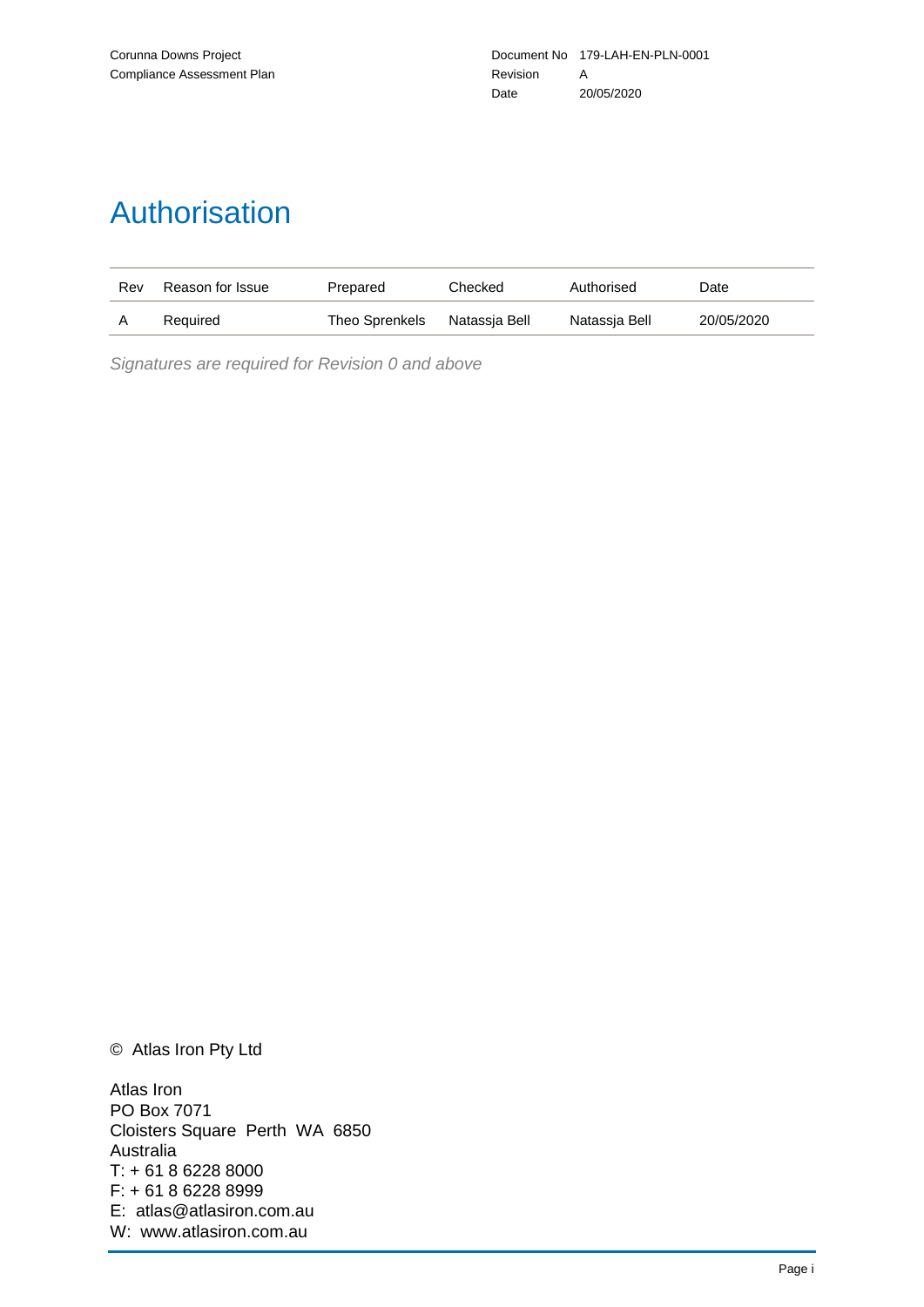# Authorisation

| Rev | Reason for Issue | Prepared | Checked | Authorised | Date |
|---|---|---|---|---|---|
| A | Required | Theo Sprenkels | Natassja Bell | Natassja Bell | 20/05/2020 |

*Signatures are required for Revision 0 and above*

© Atlas Iron Pty Ltd

Atlas Iron
PO Box 7071
Cloisters Square Perth WA 6850
Australia
T: + 61 8 6228 8000
F: + 61 8 6228 8999
E: atlas@atlasiron.com.au
W: www.atlasiron.com.au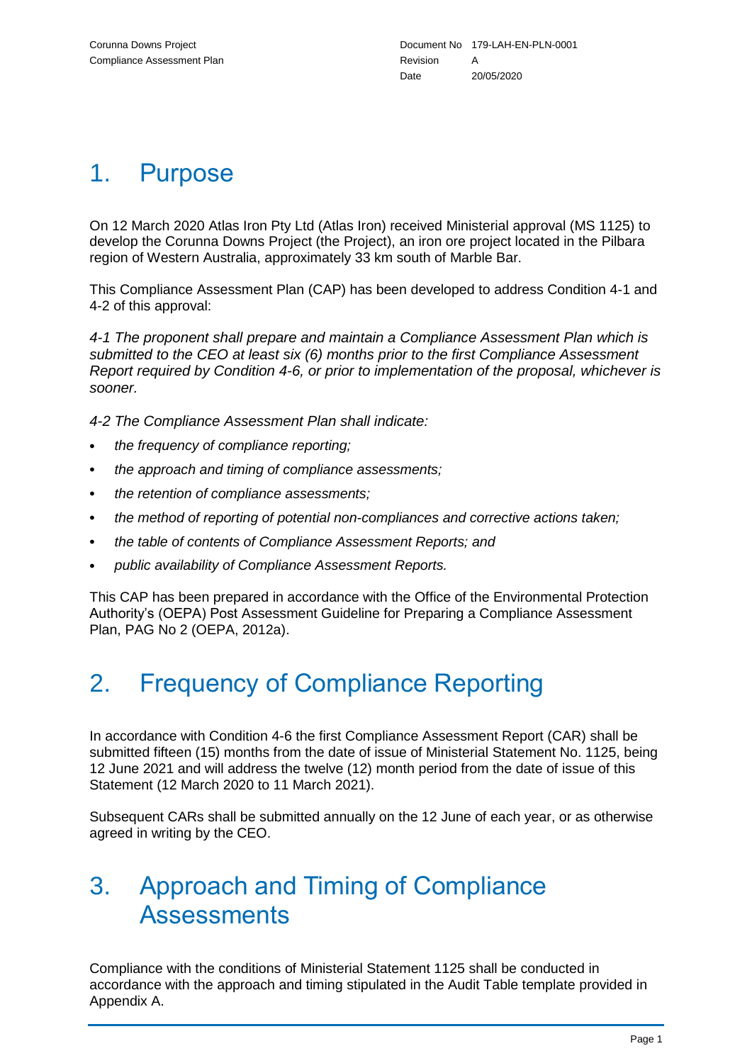# 1. Purpose

On 12 March 2020 Atlas Iron Pty Ltd (Atlas Iron) received Ministerial approval (MS 1125) to develop the Corunna Downs Project (the Project), an iron ore project located in the Pilbara region of Western Australia, approximately 33 km south of Marble Bar.

This Compliance Assessment Plan (CAP) has been developed to address Condition 4-1 and 4-2 of this approval:

*4-1 The proponent shall prepare and maintain a Compliance Assessment Plan which is submitted to the CEO at least six (6) months prior to the first Compliance Assessment Report required by Condition 4-6, or prior to implementation of the proposal, whichever is sooner.*

*4-2 The Compliance Assessment Plan shall indicate:*

- *the frequency of compliance reporting;*
- *the approach and timing of compliance assessments;*
- *the retention of compliance assessments;*
- *the method of reporting of potential non-compliances and corrective actions taken;*
- *the table of contents of Compliance Assessment Reports; and*
- *public availability of Compliance Assessment Reports.*

This CAP has been prepared in accordance with the Office of the Environmental Protection Authority's (OEPA) Post Assessment Guideline for Preparing a Compliance Assessment Plan, PAG No 2 (OEPA, 2012a).

# 2. Frequency of Compliance Reporting

In accordance with Condition 4-6 the first Compliance Assessment Report (CAR) shall be submitted fifteen (15) months from the date of issue of Ministerial Statement No. 1125, being 12 June 2021 and will address the twelve (12) month period from the date of issue of this Statement (12 March 2020 to 11 March 2021).

Subsequent CARs shall be submitted annually on the 12 June of each year, or as otherwise agreed in writing by the CEO.

# 3. Approach and Timing of Compliance Assessments

Compliance with the conditions of Ministerial Statement 1125 shall be conducted in accordance with the approach and timing stipulated in the Audit Table template provided in Appendix A.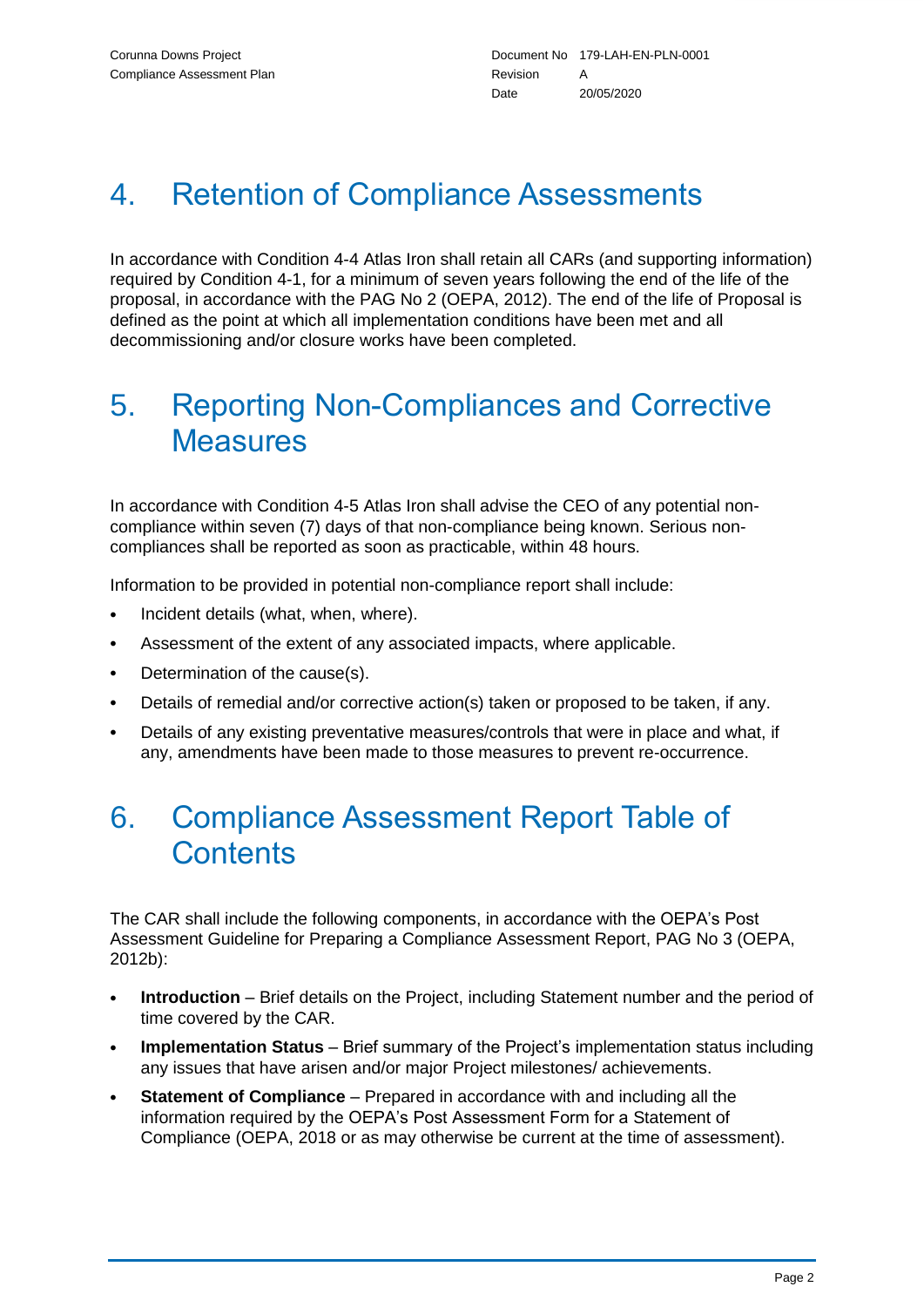# 4. Retention of Compliance Assessments

In accordance with Condition 4-4 Atlas Iron shall retain all CARs (and supporting information) required by Condition 4-1, for a minimum of seven years following the end of the life of the proposal, in accordance with the PAG No 2 (OEPA, 2012). The end of the life of Proposal is defined as the point at which all implementation conditions have been met and all decommissioning and/or closure works have been completed.

# 5. Reporting Non-Compliances and Corrective Measures

In accordance with Condition 4-5 Atlas Iron shall advise the CEO of any potential non-compliance within seven (7) days of that non-compliance being known. Serious non-compliances shall be reported as soon as practicable, within 48 hours.

Information to be provided in potential non-compliance report shall include:

- Incident details (what, when, where).
- Assessment of the extent of any associated impacts, where applicable.
- Determination of the cause(s).
- Details of remedial and/or corrective action(s) taken or proposed to be taken, if any.
- Details of any existing preventative measures/controls that were in place and what, if any, amendments have been made to those measures to prevent re-occurrence.

# 6. Compliance Assessment Report Table of Contents

The CAR shall include the following components, in accordance with the OEPA's Post Assessment Guideline for Preparing a Compliance Assessment Report, PAG No 3 (OEPA, 2012b):

- **Introduction** – Brief details on the Project, including Statement number and the period of time covered by the CAR.
- **Implementation Status** – Brief summary of the Project's implementation status including any issues that have arisen and/or major Project milestones/ achievements.
- **Statement of Compliance** – Prepared in accordance with and including all the information required by the OEPA's Post Assessment Form for a Statement of Compliance (OEPA, 2018 or as may otherwise be current at the time of assessment).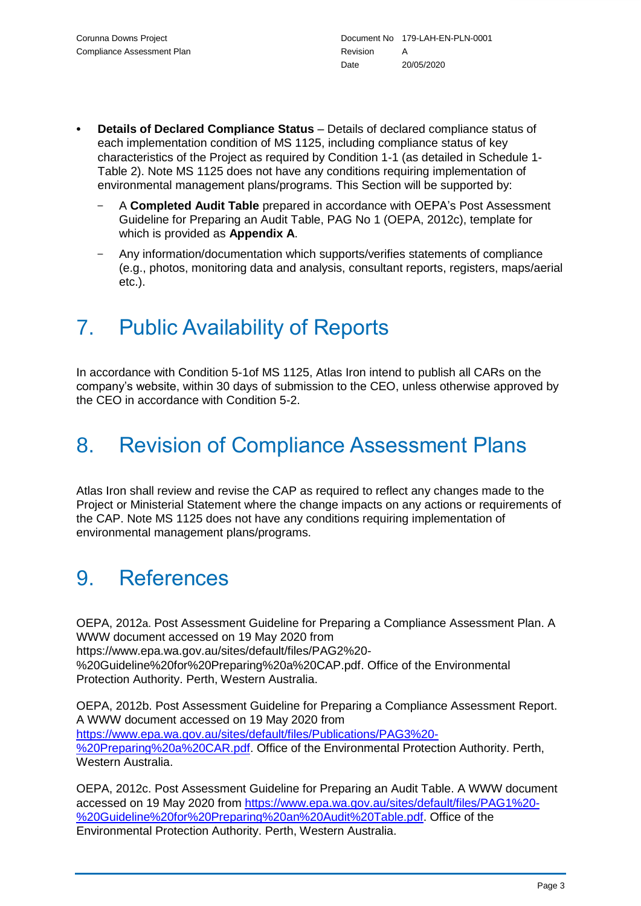- **Details of Declared Compliance Status** – Details of declared compliance status of each implementation condition of MS 1125, including compliance status of key characteristics of the Project as required by Condition 1-1 (as detailed in Schedule 1-Table 2). Note MS 1125 does not have any conditions requiring implementation of environmental management plans/programs. This Section will be supported by:
  - A **Completed Audit Table** prepared in accordance with OEPA's Post Assessment Guideline for Preparing an Audit Table, PAG No 1 (OEPA, 2012c), template for which is provided as **Appendix A**.
  - Any information/documentation which supports/verifies statements of compliance (e.g., photos, monitoring data and analysis, consultant reports, registers, maps/aerial etc.).

# 7. Public Availability of Reports

In accordance with Condition 5-1of MS 1125, Atlas Iron intend to publish all CARs on the company's website, within 30 days of submission to the CEO, unless otherwise approved by the CEO in accordance with Condition 5-2.

# 8. Revision of Compliance Assessment Plans

Atlas Iron shall review and revise the CAP as required to reflect any changes made to the Project or Ministerial Statement where the change impacts on any actions or requirements of the CAP. Note MS 1125 does not have any conditions requiring implementation of environmental management plans/programs.

# 9. References

OEPA, 2012a. Post Assessment Guideline for Preparing a Compliance Assessment Plan. A WWW document accessed on 19 May 2020 from https://www.epa.wa.gov.au/sites/default/files/PAG2%20-%20Guideline%20for%20Preparing%20a%20CAP.pdf. Office of the Environmental Protection Authority. Perth, Western Australia.

OEPA, 2012b. Post Assessment Guideline for Preparing a Compliance Assessment Report. A WWW document accessed on 19 May 2020 from https://www.epa.wa.gov.au/sites/default/files/Publications/PAG3%20-%20Preparing%20a%20CAR.pdf. Office of the Environmental Protection Authority. Perth, Western Australia.

OEPA, 2012c. Post Assessment Guideline for Preparing an Audit Table. A WWW document accessed on 19 May 2020 from https://www.epa.wa.gov.au/sites/default/files/PAG1%20-%20Guideline%20for%20Preparing%20an%20Audit%20Table.pdf. Office of the Environmental Protection Authority. Perth, Western Australia.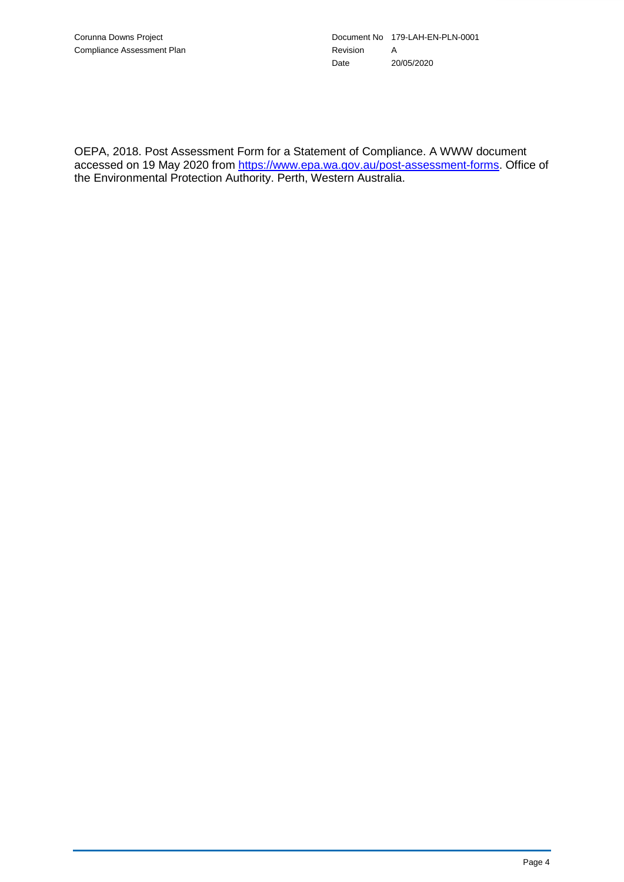OEPA, 2018. Post Assessment Form for a Statement of Compliance. A WWW document accessed on 19 May 2020 from https://www.epa.wa.gov.au/post-assessment-forms. Office of the Environmental Protection Authority. Perth, Western Australia.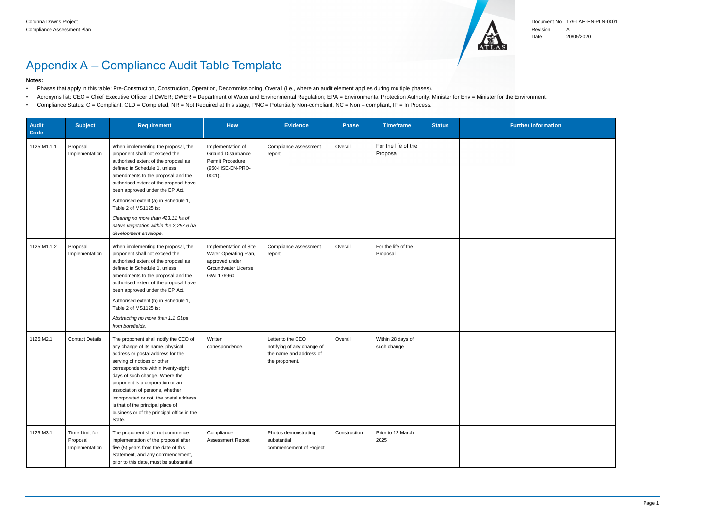# Appendix A – Compliance Audit Table Template

**Notes:**

- Phases that apply in this table: Pre-Construction, Construction, Operation, Decommissioning, Overall (i.e., where an audit element applies during multiple phases).
- Acronyms list: CEO = Chief Executive Officer of DWER; DWER = Department of Water and Environmental Regulation; EPA = Environmental Protection Authority; Minister for Env = Minister for the Environment.
- Compliance Status: C = Compliant, CLD = Completed, NR = Not Required at this stage, PNC = Potentially Non-compliant, NC = Non – compliant, IP = In Process.

| Audit Code | Subject | Requirement | How | Evidence | Phase | Timeframe | Status | Further Information |
|---|---|---|---|---|---|---|---|---|
| 1125:M1.1.1 | Proposal Implementation | When implementing the proposal, the proponent shall not exceed the authorised extent of the proposal as defined in Schedule 1, unless amendments to the proposal and the authorised extent of the proposal have been approved under the EP Act.<br><br>Authorised extent (a) in Schedule 1, Table 2 of MS1125 is:<br><br>*Clearing no more than 423.11 ha of native vegetation within the 2,257.6 ha development envelope.* | Implementation of Ground Disturbance Permit Procedure (950-HSE-EN-PRO-0001). | Compliance assessment report | Overall | For the life of the Proposal | | |
| 1125:M1.1.2 | Proposal Implementation | When implementing the proposal, the proponent shall not exceed the authorised extent of the proposal as defined in Schedule 1, unless amendments to the proposal and the authorised extent of the proposal have been approved under the EP Act.<br><br>Authorised extent (b) in Schedule 1, Table 2 of MS1125 is:<br><br>*Abstracting no more than 1.1 GLpa from borefields.* | Implementation of Site Water Operating Plan, approved under Groundwater License GWL176960. | Compliance assessment report | Overall | For the life of the Proposal | | |
| 1125:M2.1 | Contact Details | The proponent shall notify the CEO of any change of its name, physical address or postal address for the serving of notices or other correspondence within twenty-eight days of such change. Where the proponent is a corporation or an association of persons, whether incorporated or not, the postal address is that of the principal place of business or of the principal office in the State. | Written correspondence. | Letter to the CEO notifying of any change of the name and address of the proponent. | Overall | Within 28 days of such change | | |
| 1125:M3.1 | Time Limit for Proposal Implementation | The proponent shall not commence implementation of the proposal after five (5) years from the date of this Statement, and any commencement, prior to this date, must be substantial. | Compliance Assessment Report | Photos demonstrating substantial commencement of Project | Construction | Prior to 12 March 2025 | | |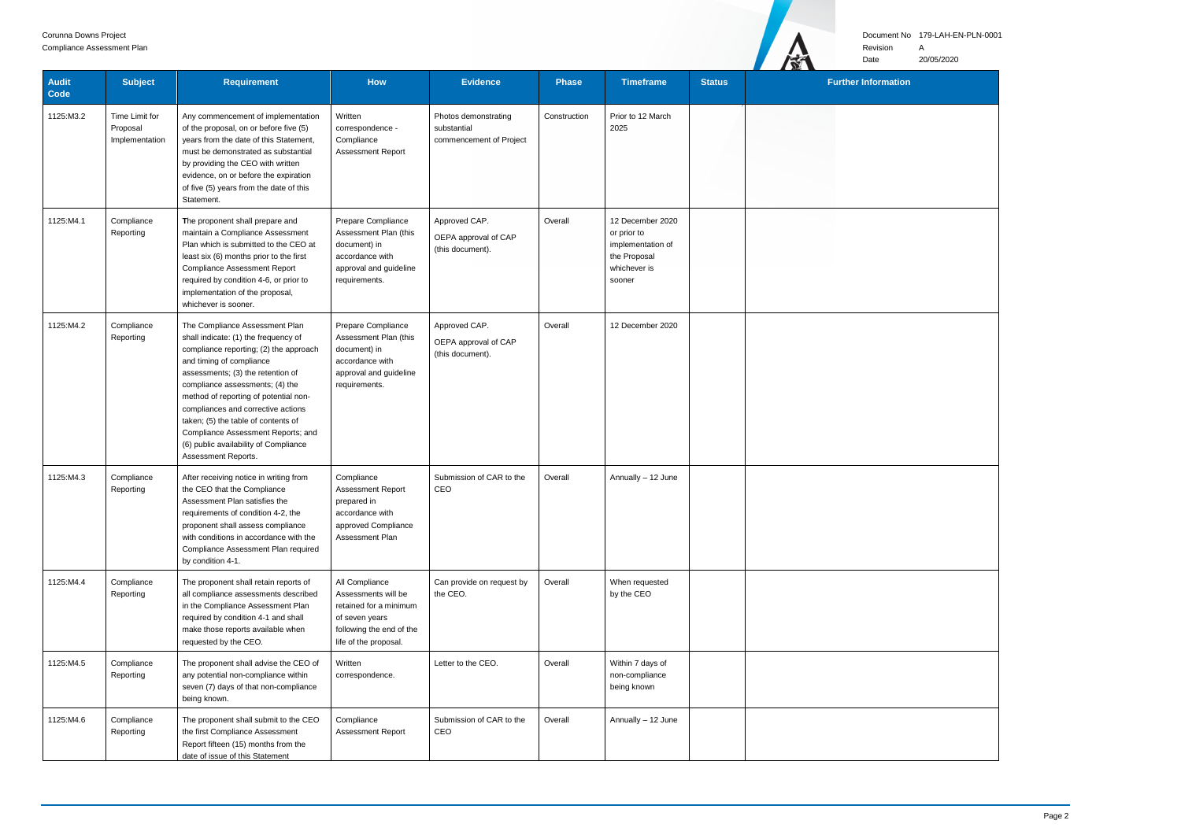| Audit Code | Subject | Requirement | How | Evidence | Phase | Timeframe | Status | Further Information |
|---|---|---|---|---|---|---|---|---|
| 1125:M3.2 | Time Limit for Proposal Implementation | Any commencement of implementation of the proposal, on or before five (5) years from the date of this Statement, must be demonstrated as substantial by providing the CEO with written evidence, on or before the expiration of five (5) years from the date of this Statement. | Written correspondence - Compliance Assessment Report | Photos demonstrating substantial commencement of Project | Construction | Prior to 12 March 2025 | | |
| 1125:M4.1 | Compliance Reporting | The proponent shall prepare and maintain a Compliance Assessment Plan which is submitted to the CEO at least six (6) months prior to the first Compliance Assessment Report required by condition 4-6, or prior to implementation of the proposal, whichever is sooner. | Prepare Compliance Assessment Plan (this document) in accordance with approval and guideline requirements. | Approved CAP.<br>OEPA approval of CAP (this document). | Overall | 12 December 2020 or prior to implementation of the Proposal whichever is sooner | | |
| 1125:M4.2 | Compliance Reporting | The Compliance Assessment Plan shall indicate: (1) the frequency of compliance reporting; (2) the approach and timing of compliance assessments; (3) the retention of compliance assessments; (4) the method of reporting of potential non-compliances and corrective actions taken; (5) the table of contents of Compliance Assessment Reports; and (6) public availability of Compliance Assessment Reports. | Prepare Compliance Assessment Plan (this document) in accordance with approval and guideline requirements. | Approved CAP.<br>OEPA approval of CAP (this document). | Overall | 12 December 2020 | | |
| 1125:M4.3 | Compliance Reporting | After receiving notice in writing from the CEO that the Compliance Assessment Plan satisfies the requirements of condition 4-2, the proponent shall assess compliance with conditions in accordance with the Compliance Assessment Plan required by condition 4-1. | Compliance Assessment Report prepared in accordance with approved Compliance Assessment Plan | Submission of CAR to the CEO | Overall | Annually – 12 June | | |
| 1125:M4.4 | Compliance Reporting | The proponent shall retain reports of all compliance assessments described in the Compliance Assessment Plan required by condition 4-1 and shall make those reports available when requested by the CEO. | All Compliance Assessments will be retained for a minimum of seven years following the end of the life of the proposal. | Can provide on request by the CEO. | Overall | When requested by the CEO | | |
| 1125:M4.5 | Compliance Reporting | The proponent shall advise the CEO of any potential non-compliance within seven (7) days of that non-compliance being known. | Written correspondence. | Letter to the CEO. | Overall | Within 7 days of non-compliance being known | | |
| 1125:M4.6 | Compliance Reporting | The proponent shall submit to the CEO the first Compliance Assessment Report fifteen (15) months from the date of issue of this Statement | Compliance Assessment Report | Submission of CAR to the CEO | Overall | Annually – 12 June | | |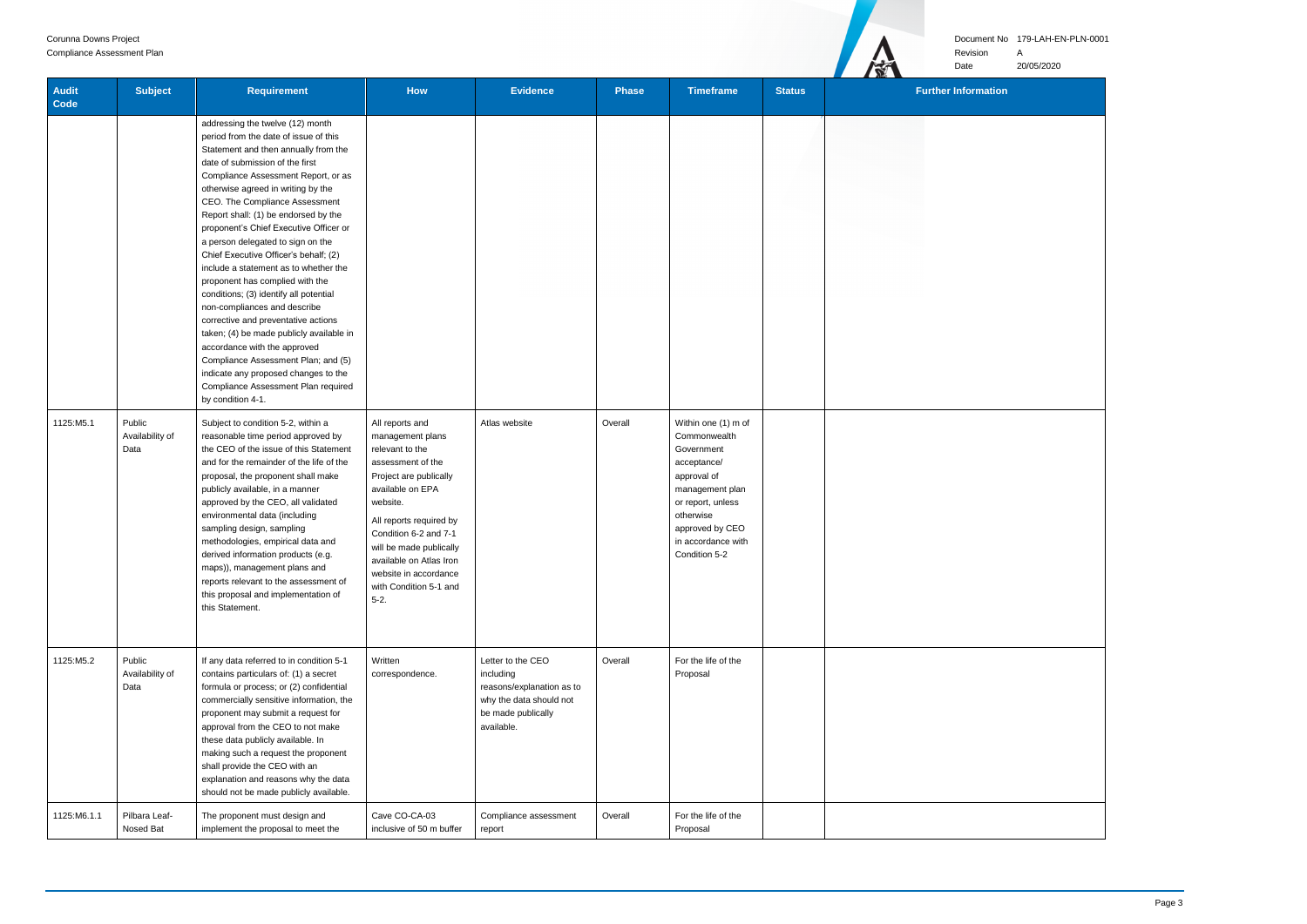| Audit Code | Subject | Requirement | How | Evidence | Phase | Timeframe | Status | Further Information |
|---|---|---|---|---|---|---|---|---|
| | | addressing the twelve (12) month period from the date of issue of this Statement and then annually from the date of submission of the first Compliance Assessment Report, or as otherwise agreed in writing by the CEO. The Compliance Assessment Report shall: (1) be endorsed by the proponent's Chief Executive Officer or a person delegated to sign on the Chief Executive Officer's behalf; (2) include a statement as to whether the proponent has complied with the conditions; (3) identify all potential non-compliances and describe corrective and preventative actions taken; (4) be made publicly available in accordance with the approved Compliance Assessment Plan; and (5) indicate any proposed changes to the Compliance Assessment Plan required by condition 4-1. | | | | | | |
| 1125:M5.1 | Public Availability of Data | Subject to condition 5-2, within a reasonable time period approved by the CEO of the issue of this Statement and for the remainder of the life of the proposal, the proponent shall make publicly available, in a manner approved by the CEO, all validated environmental data (including sampling design, sampling methodologies, empirical data and derived information products (e.g. maps)), management plans and reports relevant to the assessment of this proposal and implementation of this Statement. | All reports and management plans relevant to the assessment of the Project are publically available on EPA website. All reports required by Condition 6-2 and 7-1 will be made publically available on Atlas Iron website in accordance with Condition 5-1 and 5-2. | Atlas website | Overall | Within one (1) m of Commonwealth Government acceptance/ approval of management plan or report, unless otherwise approved by CEO in accordance with Condition 5-2 | | |
| 1125:M5.2 | Public Availability of Data | If any data referred to in condition 5-1 contains particulars of: (1) a secret formula or process; or (2) confidential commercially sensitive information, the proponent may submit a request for approval from the CEO to not make these data publicly available. In making such a request the proponent shall provide the CEO with an explanation and reasons why the data should not be made publicly available. | Written correspondence. | Letter to the CEO including reasons/explanation as to why the data should not be made publically available. | Overall | For the life of the Proposal | | |
| 1125:M6.1.1 | Pilbara Leaf-Nosed Bat | The proponent must design and implement the proposal to meet the | Cave CO-CA-03 inclusive of 50 m buffer | Compliance assessment report | Overall | For the life of the Proposal | | |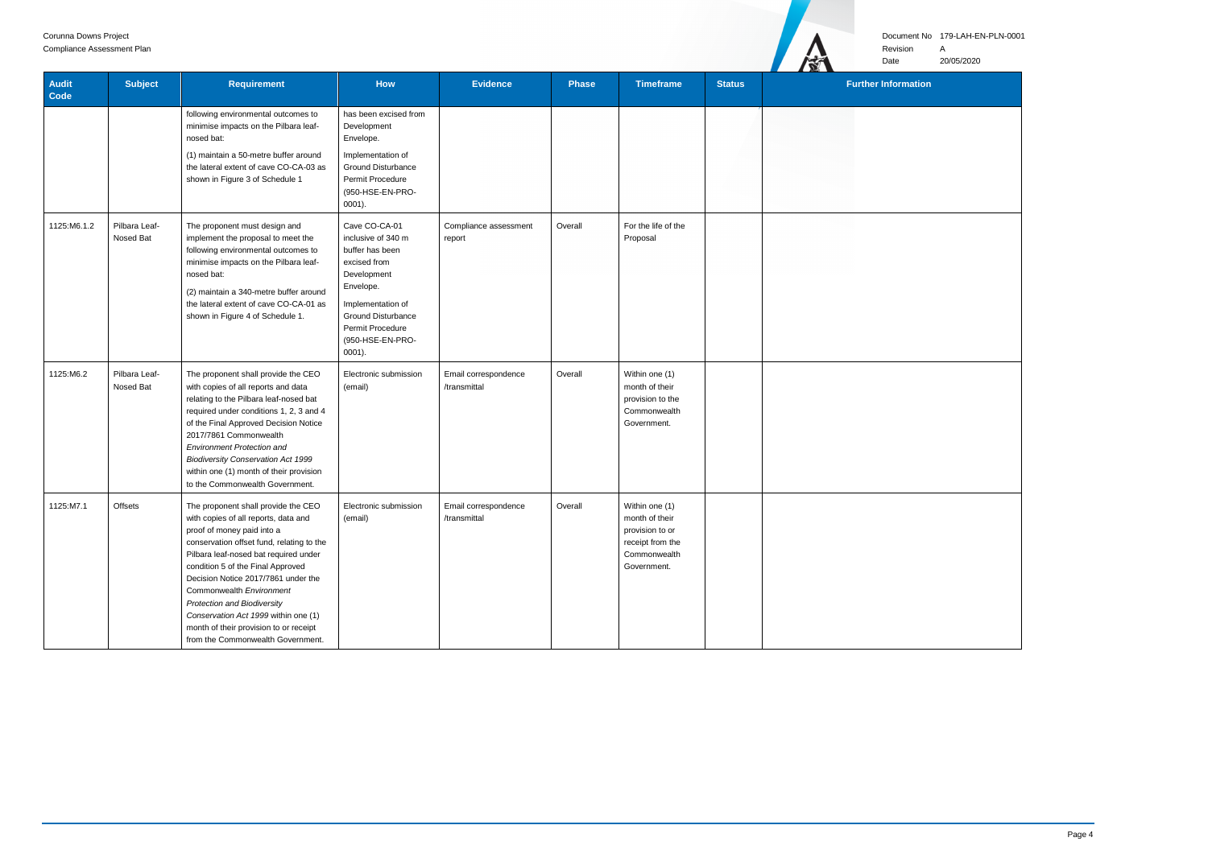| Audit Code | Subject | Requirement | How | Evidence | Phase | Timeframe | Status | Further Information |
|---|---|---|---|---|---|---|---|---|
| | | following environmental outcomes to minimise impacts on the Pilbara leaf-nosed bat:<br><br>(1) maintain a 50-metre buffer around the lateral extent of cave CO-CA-03 as shown in Figure 3 of Schedule 1 | has been excised from Development Envelope.<br><br>Implementation of Ground Disturbance Permit Procedure (950-HSE-EN-PRO-0001). | | | | | |
| 1125:M6.1.2 | Pilbara Leaf-Nosed Bat | The proponent must design and implement the proposal to meet the following environmental outcomes to minimise impacts on the Pilbara leaf-nosed bat:<br><br>(2) maintain a 340-metre buffer around the lateral extent of cave CO-CA-01 as shown in Figure 4 of Schedule 1. | Cave CO-CA-01 inclusive of 340 m buffer has been excised from Development Envelope.<br><br>Implementation of Ground Disturbance Permit Procedure (950-HSE-EN-PRO-0001). | Compliance assessment report | Overall | For the life of the Proposal | | |
| 1125:M6.2 | Pilbara Leaf-Nosed Bat | The proponent shall provide the CEO with copies of all reports and data relating to the Pilbara leaf-nosed bat required under conditions 1, 2, 3 and 4 of the Final Approved Decision Notice 2017/7861 Commonwealth *Environment Protection and Biodiversity Conservation Act 1999* within one (1) month of their provision to the Commonwealth Government. | Electronic submission (email) | Email correspondence /transmittal | Overall | Within one (1) month of their provision to the Commonwealth Government. | | |
| 1125:M7.1 | Offsets | The proponent shall provide the CEO with copies of all reports, data and proof of money paid into a conservation offset fund, relating to the Pilbara leaf-nosed bat required under condition 5 of the Final Approved Decision Notice 2017/7861 under the Commonwealth *Environment Protection and Biodiversity Conservation Act 1999* within one (1) month of their provision to or receipt from the Commonwealth Government. | Electronic submission (email) | Email correspondence /transmittal | Overall | Within one (1) month of their provision to or receipt from the Commonwealth Government. | | |